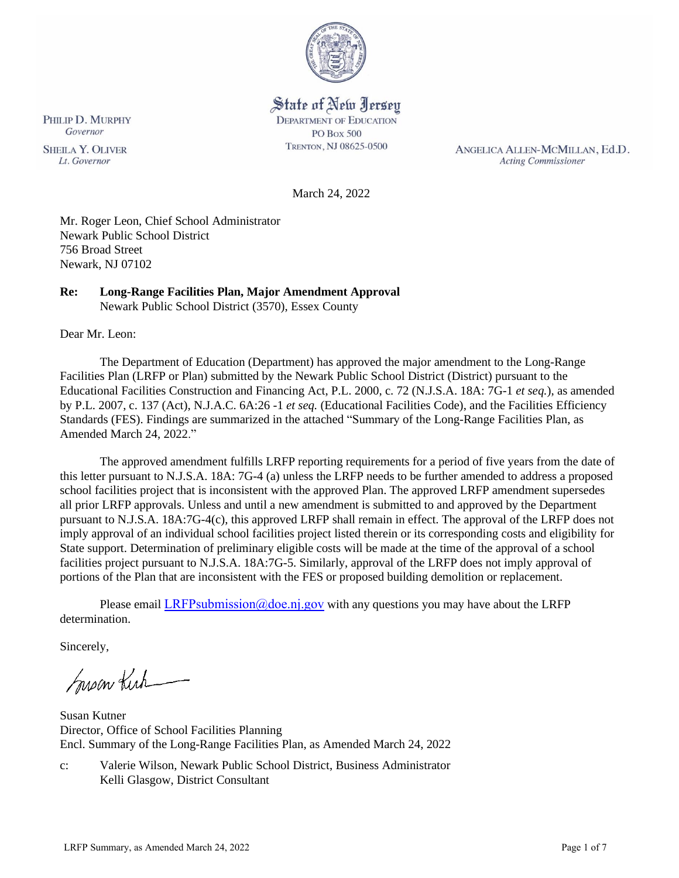State of New Jersey
DEPARTMENT OF EDUCATION
PO Box 500
TRENTON, NJ 08625-0500

PHILIP D. MURPHY
*Governor*

SHEILA Y. OLIVER
*Lt. Governor*

ANGELICA ALLEN-MCMILLAN, Ed.D.
*Acting Commissioner*

March 24, 2022

Mr. Roger Leon, Chief School Administrator
Newark Public School District
756 Broad Street
Newark, NJ 07102

**Re: Long-Range Facilities Plan, Major Amendment Approval**
Newark Public School District (3570), Essex County

Dear Mr. Leon:

The Department of Education (Department) has approved the major amendment to the Long-Range Facilities Plan (LRFP or Plan) submitted by the Newark Public School District (District) pursuant to the Educational Facilities Construction and Financing Act, P.L. 2000, c. 72 (N.J.S.A. 18A: 7G-1 *et seq.*), as amended by P.L. 2007, c. 137 (Act), N.J.A.C. 6A:26 -1 *et seq.* (Educational Facilities Code), and the Facilities Efficiency Standards (FES). Findings are summarized in the attached "Summary of the Long-Range Facilities Plan, as Amended March 24, 2022."

The approved amendment fulfills LRFP reporting requirements for a period of five years from the date of this letter pursuant to N.J.S.A. 18A: 7G-4 (a) unless the LRFP needs to be further amended to address a proposed school facilities project that is inconsistent with the approved Plan. The approved LRFP amendment supersedes all prior LRFP approvals. Unless and until a new amendment is submitted to and approved by the Department pursuant to N.J.S.A. 18A:7G-4(c), this approved LRFP shall remain in effect. The approval of the LRFP does not imply approval of an individual school facilities project listed therein or its corresponding costs and eligibility for State support. Determination of preliminary eligible costs will be made at the time of the approval of a school facilities project pursuant to N.J.S.A. 18A:7G-5. Similarly, approval of the LRFP does not imply approval of portions of the Plan that are inconsistent with the FES or proposed building demolition or replacement.

Please email LRFPsubmission@doe.nj.gov with any questions you may have about the LRFP determination.

Sincerely,

Susan Kutner
Director, Office of School Facilities Planning
Encl. Summary of the Long-Range Facilities Plan, as Amended March 24, 2022

c: Valerie Wilson, Newark Public School District, Business Administrator
Kelli Glasgow, District Consultant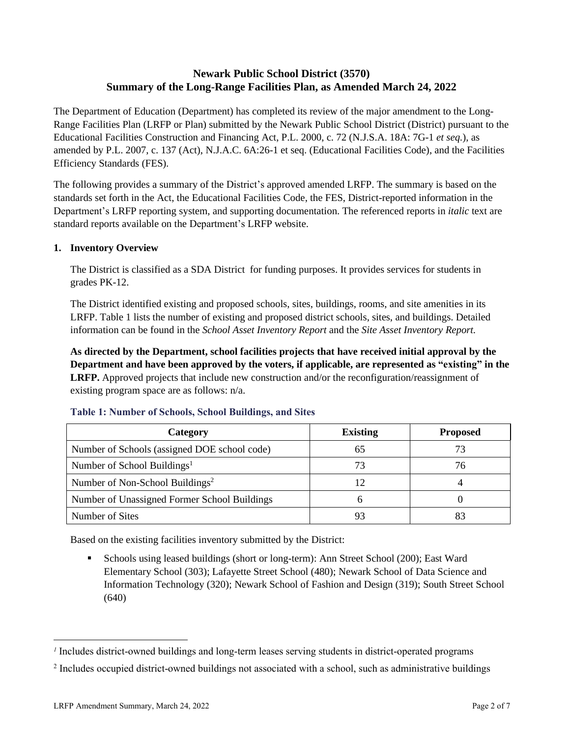## Newark Public School District (3570)
## Summary of the Long-Range Facilities Plan, as Amended March 24, 2022

The Department of Education (Department) has completed its review of the major amendment to the Long-Range Facilities Plan (LRFP or Plan) submitted by the Newark Public School District (District) pursuant to the Educational Facilities Construction and Financing Act, P.L. 2000, c. 72 (N.J.S.A. 18A: 7G-1 *et seq.*), as amended by P.L. 2007, c. 137 (Act), N.J.A.C. 6A:26-1 et seq. (Educational Facilities Code), and the Facilities Efficiency Standards (FES).

The following provides a summary of the District's approved amended LRFP. The summary is based on the standards set forth in the Act, the Educational Facilities Code, the FES, District-reported information in the Department's LRFP reporting system, and supporting documentation. The referenced reports in *italic* text are standard reports available on the Department's LRFP website.

**1. Inventory Overview**

The District is classified as a SDA District for funding purposes. It provides services for students in grades PK-12.

The District identified existing and proposed schools, sites, buildings, rooms, and site amenities in its LRFP. Table 1 lists the number of existing and proposed district schools, sites, and buildings. Detailed information can be found in the *School Asset Inventory Report* and the *Site Asset Inventory Report.*

**As directed by the Department, school facilities projects that have received initial approval by the Department and have been approved by the voters, if applicable, are represented as "existing" in the LRFP.** Approved projects that include new construction and/or the reconfiguration/reassignment of existing program space are as follows: n/a.

**Table 1: Number of Schools, School Buildings, and Sites**

| Category | Existing | Proposed |
|---|---|---|
| Number of Schools (assigned DOE school code) | 65 | 73 |
| Number of School Buildings[1] | 73 | 76 |
| Number of Non-School Buildings[2] | 12 | 4 |
| Number of Unassigned Former School Buildings | 6 | 0 |
| Number of Sites | 93 | 83 |

Based on the existing facilities inventory submitted by the District:

- Schools using leased buildings (short or long-term): Ann Street School (200); East Ward Elementary School (303); Lafayette Street School (480); Newark School of Data Science and Information Technology (320); Newark School of Fashion and Design (319); South Street School (640)

[1] Includes district-owned buildings and long-term leases serving students in district-operated programs

[2] Includes occupied district-owned buildings not associated with a school, such as administrative buildings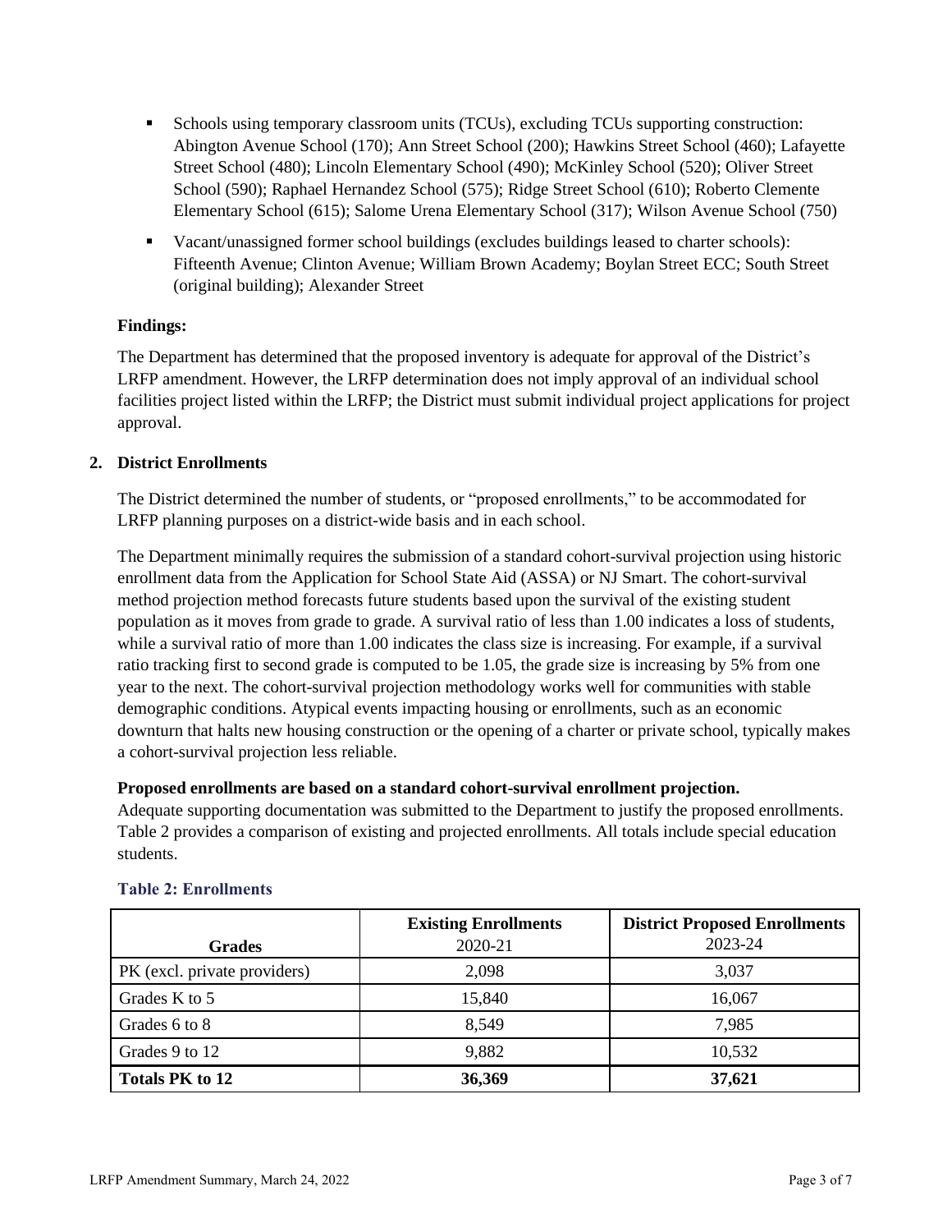- Schools using temporary classroom units (TCUs), excluding TCUs supporting construction: Abington Avenue School (170); Ann Street School (200); Hawkins Street School (460); Lafayette Street School (480); Lincoln Elementary School (490); McKinley School (520); Oliver Street School (590); Raphael Hernandez School (575); Ridge Street School (610); Roberto Clemente Elementary School (615); Salome Urena Elementary School (317); Wilson Avenue School (750)
- Vacant/unassigned former school buildings (excludes buildings leased to charter schools): Fifteenth Avenue; Clinton Avenue; William Brown Academy; Boylan Street ECC; South Street (original building); Alexander Street

**Findings:**

The Department has determined that the proposed inventory is adequate for approval of the District's LRFP amendment. However, the LRFP determination does not imply approval of an individual school facilities project listed within the LRFP; the District must submit individual project applications for project approval.

**2. District Enrollments**

The District determined the number of students, or "proposed enrollments," to be accommodated for LRFP planning purposes on a district-wide basis and in each school.

The Department minimally requires the submission of a standard cohort-survival projection using historic enrollment data from the Application for School State Aid (ASSA) or NJ Smart. The cohort-survival method projection method forecasts future students based upon the survival of the existing student population as it moves from grade to grade. A survival ratio of less than 1.00 indicates a loss of students, while a survival ratio of more than 1.00 indicates the class size is increasing. For example, if a survival ratio tracking first to second grade is computed to be 1.05, the grade size is increasing by 5% from one year to the next. The cohort-survival projection methodology works well for communities with stable demographic conditions. Atypical events impacting housing or enrollments, such as an economic downturn that halts new housing construction or the opening of a charter or private school, typically makes a cohort-survival projection less reliable.

**Proposed enrollments are based on a standard cohort-survival enrollment projection.**

Adequate supporting documentation was submitted to the Department to justify the proposed enrollments. Table 2 provides a comparison of existing and projected enrollments. All totals include special education students.

**Table 2: Enrollments**

| Grades | Existing Enrollments 2020-21 | District Proposed Enrollments 2023-24 |
|---|---|---|
| PK (excl. private providers) | 2,098 | 3,037 |
| Grades K to 5 | 15,840 | 16,067 |
| Grades 6 to 8 | 8,549 | 7,985 |
| Grades 9 to 12 | 9,882 | 10,532 |
| **Totals PK to 12** | **36,369** | **37,621** |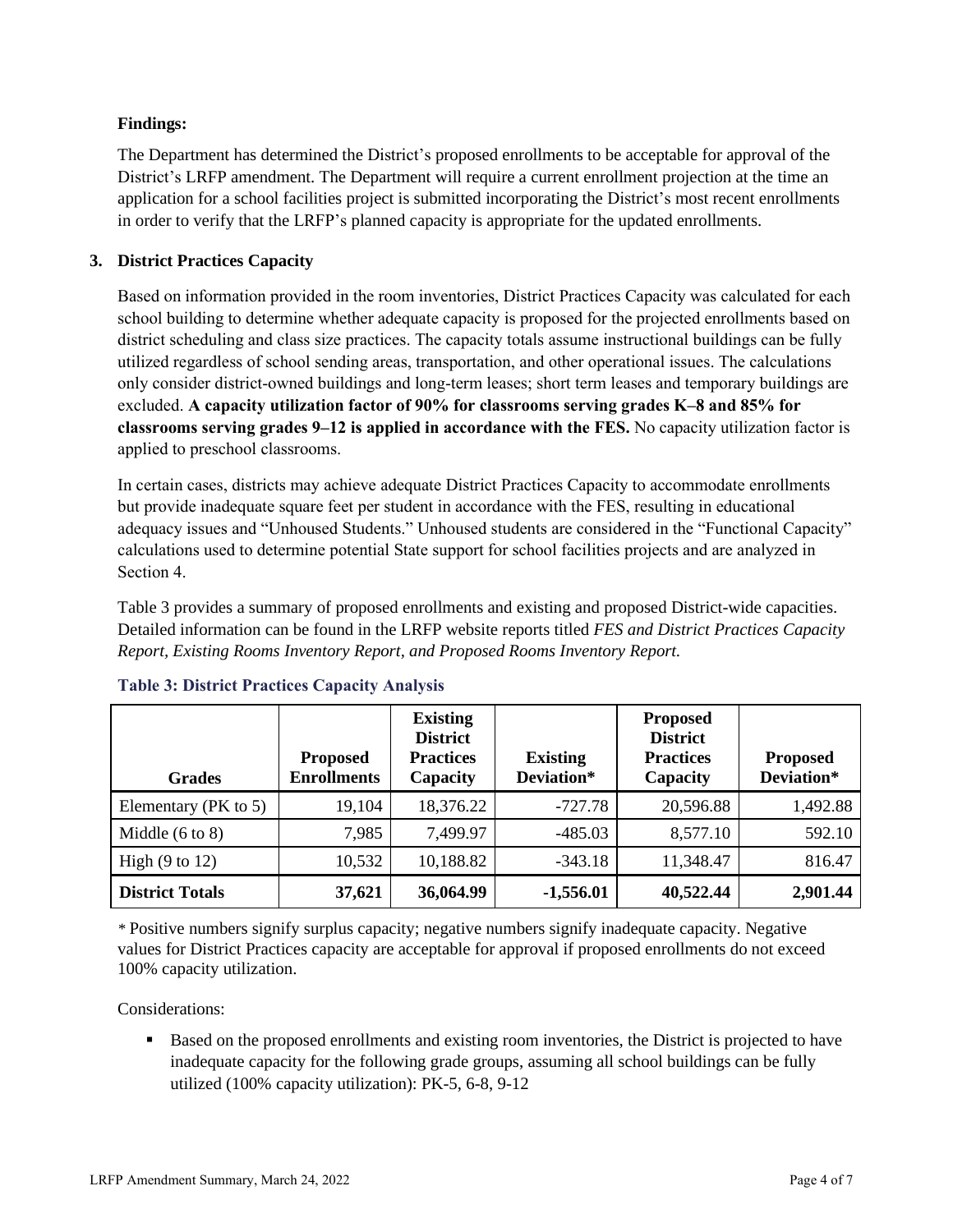**Findings:**

The Department has determined the District's proposed enrollments to be acceptable for approval of the District's LRFP amendment. The Department will require a current enrollment projection at the time an application for a school facilities project is submitted incorporating the District's most recent enrollments in order to verify that the LRFP's planned capacity is appropriate for the updated enrollments.

## 3. District Practices Capacity

Based on information provided in the room inventories, District Practices Capacity was calculated for each school building to determine whether adequate capacity is proposed for the projected enrollments based on district scheduling and class size practices. The capacity totals assume instructional buildings can be fully utilized regardless of school sending areas, transportation, and other operational issues. The calculations only consider district-owned buildings and long-term leases; short term leases and temporary buildings are excluded. **A capacity utilization factor of 90% for classrooms serving grades K–8 and 85% for classrooms serving grades 9–12 is applied in accordance with the FES.** No capacity utilization factor is applied to preschool classrooms.

In certain cases, districts may achieve adequate District Practices Capacity to accommodate enrollments but provide inadequate square feet per student in accordance with the FES, resulting in educational adequacy issues and "Unhoused Students." Unhoused students are considered in the "Functional Capacity" calculations used to determine potential State support for school facilities projects and are analyzed in Section 4.

Table 3 provides a summary of proposed enrollments and existing and proposed District-wide capacities. Detailed information can be found in the LRFP website reports titled *FES and District Practices Capacity Report, Existing Rooms Inventory Report, and Proposed Rooms Inventory Report.*

**Table 3: District Practices Capacity Analysis**

| Grades | Proposed Enrollments | Existing District Practices Capacity | Existing Deviation* | Proposed District Practices Capacity | Proposed Deviation* |
|---|---|---|---|---|---|
| Elementary (PK to 5) | 19,104 | 18,376.22 | -727.78 | 20,596.88 | 1,492.88 |
| Middle (6 to 8) | 7,985 | 7,499.97 | -485.03 | 8,577.10 | 592.10 |
| High (9 to 12) | 10,532 | 10,188.82 | -343.18 | 11,348.47 | 816.47 |
| **District Totals** | **37,621** | **36,064.99** | **-1,556.01** | **40,522.44** | **2,901.44** |

* Positive numbers signify surplus capacity; negative numbers signify inadequate capacity. Negative values for District Practices capacity are acceptable for approval if proposed enrollments do not exceed 100% capacity utilization.

Considerations:

- Based on the proposed enrollments and existing room inventories, the District is projected to have inadequate capacity for the following grade groups, assuming all school buildings can be fully utilized (100% capacity utilization): PK-5, 6-8, 9-12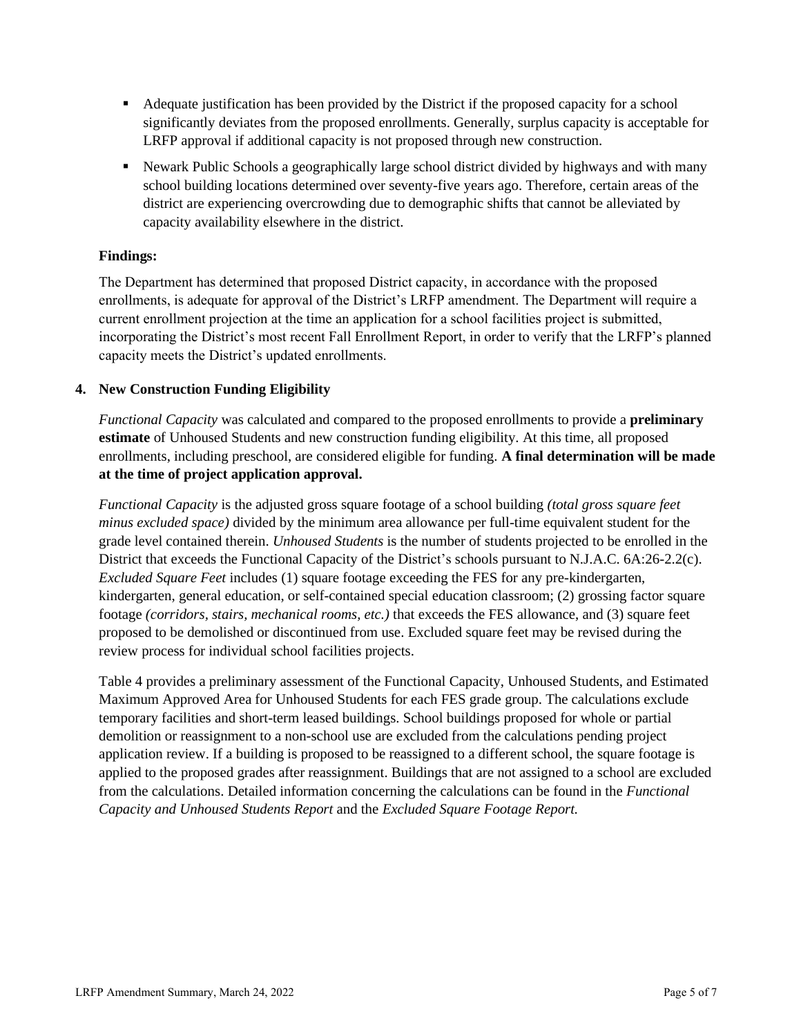- Adequate justification has been provided by the District if the proposed capacity for a school significantly deviates from the proposed enrollments. Generally, surplus capacity is acceptable for LRFP approval if additional capacity is not proposed through new construction.
- Newark Public Schools a geographically large school district divided by highways and with many school building locations determined over seventy-five years ago. Therefore, certain areas of the district are experiencing overcrowding due to demographic shifts that cannot be alleviated by capacity availability elsewhere in the district.

**Findings:**

The Department has determined that proposed District capacity, in accordance with the proposed enrollments, is adequate for approval of the District's LRFP amendment. The Department will require a current enrollment projection at the time an application for a school facilities project is submitted, incorporating the District's most recent Fall Enrollment Report, in order to verify that the LRFP's planned capacity meets the District's updated enrollments.

## 4. New Construction Funding Eligibility

*Functional Capacity* was calculated and compared to the proposed enrollments to provide a **preliminary estimate** of Unhoused Students and new construction funding eligibility. At this time, all proposed enrollments, including preschool, are considered eligible for funding. **A final determination will be made at the time of project application approval.**

*Functional Capacity* is the adjusted gross square footage of a school building *(total gross square feet minus excluded space)* divided by the minimum area allowance per full-time equivalent student for the grade level contained therein. *Unhoused Students* is the number of students projected to be enrolled in the District that exceeds the Functional Capacity of the District's schools pursuant to N.J.A.C. 6A:26-2.2(c). *Excluded Square Feet* includes (1) square footage exceeding the FES for any pre-kindergarten, kindergarten, general education, or self-contained special education classroom; (2) grossing factor square footage *(corridors, stairs, mechanical rooms, etc.)* that exceeds the FES allowance, and (3) square feet proposed to be demolished or discontinued from use. Excluded square feet may be revised during the review process for individual school facilities projects.

Table 4 provides a preliminary assessment of the Functional Capacity, Unhoused Students, and Estimated Maximum Approved Area for Unhoused Students for each FES grade group. The calculations exclude temporary facilities and short-term leased buildings. School buildings proposed for whole or partial demolition or reassignment to a non-school use are excluded from the calculations pending project application review. If a building is proposed to be reassigned to a different school, the square footage is applied to the proposed grades after reassignment. Buildings that are not assigned to a school are excluded from the calculations. Detailed information concerning the calculations can be found in the *Functional Capacity and Unhoused Students Report* and the *Excluded Square Footage Report.*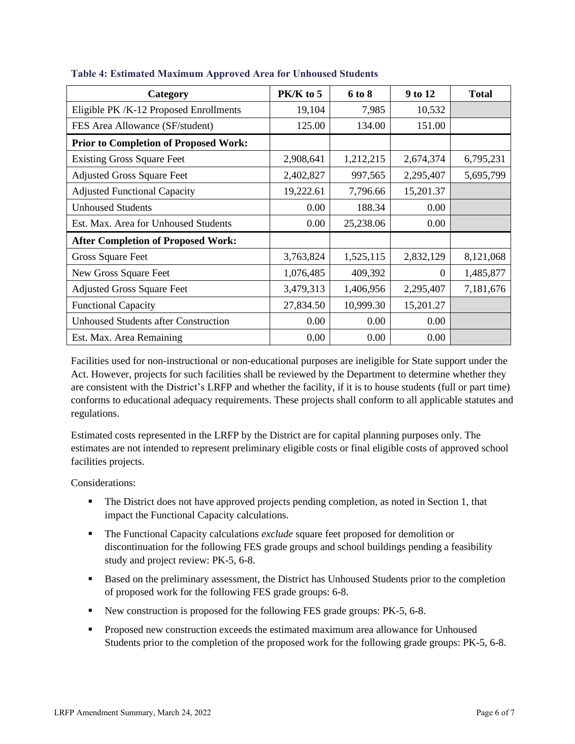**Table 4: Estimated Maximum Approved Area for Unhoused Students**

| Category | PK/K to 5 | 6 to 8 | 9 to 12 | Total |
|---|---|---|---|---|
| Eligible PK /K-12 Proposed Enrollments | 19,104 | 7,985 | 10,532 | |
| FES Area Allowance (SF/student) | 125.00 | 134.00 | 151.00 | |
| **Prior to Completion of Proposed Work:** | | | | |
| Existing Gross Square Feet | 2,908,641 | 1,212,215 | 2,674,374 | 6,795,231 |
| Adjusted Gross Square Feet | 2,402,827 | 997,565 | 2,295,407 | 5,695,799 |
| Adjusted Functional Capacity | 19,222.61 | 7,796.66 | 15,201.37 | |
| Unhoused Students | 0.00 | 188.34 | 0.00 | |
| Est. Max. Area for Unhoused Students | 0.00 | 25,238.06 | 0.00 | |
| **After Completion of Proposed Work:** | | | | |
| Gross Square Feet | 3,763,824 | 1,525,115 | 2,832,129 | 8,121,068 |
| New Gross Square Feet | 1,076,485 | 409,392 | 0 | 1,485,877 |
| Adjusted Gross Square Feet | 3,479,313 | 1,406,956 | 2,295,407 | 7,181,676 |
| Functional Capacity | 27,834.50 | 10,999.30 | 15,201.27 | |
| Unhoused Students after Construction | 0.00 | 0.00 | 0.00 | |
| Est. Max. Area Remaining | 0.00 | 0.00 | 0.00 | |

Facilities used for non-instructional or non-educational purposes are ineligible for State support under the Act. However, projects for such facilities shall be reviewed by the Department to determine whether they are consistent with the District's LRFP and whether the facility, if it is to house students (full or part time) conforms to educational adequacy requirements. These projects shall conform to all applicable statutes and regulations.

Estimated costs represented in the LRFP by the District are for capital planning purposes only. The estimates are not intended to represent preliminary eligible costs or final eligible costs of approved school facilities projects.

Considerations:

- The District does not have approved projects pending completion, as noted in Section 1, that impact the Functional Capacity calculations.
- The Functional Capacity calculations *exclude* square feet proposed for demolition or discontinuation for the following FES grade groups and school buildings pending a feasibility study and project review: PK-5, 6-8.
- Based on the preliminary assessment, the District has Unhoused Students prior to the completion of proposed work for the following FES grade groups: 6-8.
- New construction is proposed for the following FES grade groups: PK-5, 6-8.
- Proposed new construction exceeds the estimated maximum area allowance for Unhoused Students prior to the completion of the proposed work for the following grade groups: PK-5, 6-8.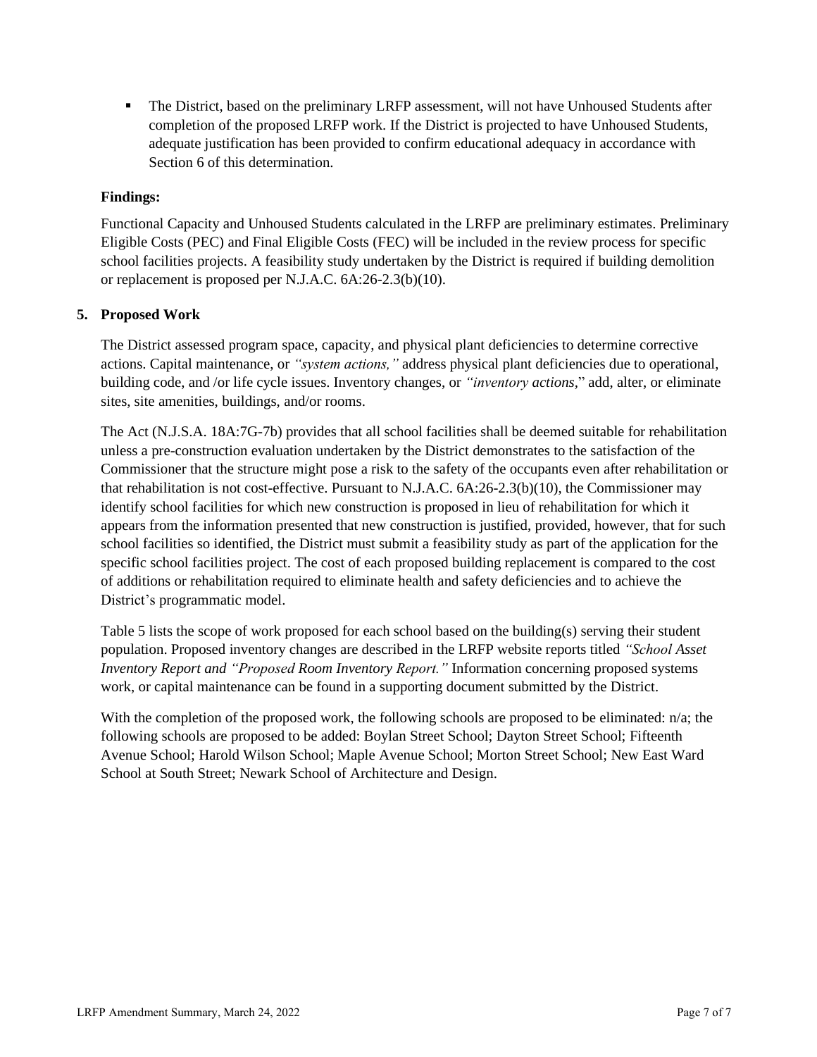- The District, based on the preliminary LRFP assessment, will not have Unhoused Students after completion of the proposed LRFP work. If the District is projected to have Unhoused Students, adequate justification has been provided to confirm educational adequacy in accordance with Section 6 of this determination.

**Findings:**

Functional Capacity and Unhoused Students calculated in the LRFP are preliminary estimates. Preliminary Eligible Costs (PEC) and Final Eligible Costs (FEC) will be included in the review process for specific school facilities projects. A feasibility study undertaken by the District is required if building demolition or replacement is proposed per N.J.A.C. 6A:26-2.3(b)(10).

## 5. Proposed Work

The District assessed program space, capacity, and physical plant deficiencies to determine corrective actions. Capital maintenance, or *"system actions,"* address physical plant deficiencies due to operational, building code, and /or life cycle issues. Inventory changes, or *"inventory actions*," add, alter, or eliminate sites, site amenities, buildings, and/or rooms.

The Act (N.J.S.A. 18A:7G-7b) provides that all school facilities shall be deemed suitable for rehabilitation unless a pre-construction evaluation undertaken by the District demonstrates to the satisfaction of the Commissioner that the structure might pose a risk to the safety of the occupants even after rehabilitation or that rehabilitation is not cost-effective. Pursuant to N.J.A.C. 6A:26-2.3(b)(10), the Commissioner may identify school facilities for which new construction is proposed in lieu of rehabilitation for which it appears from the information presented that new construction is justified, provided, however, that for such school facilities so identified, the District must submit a feasibility study as part of the application for the specific school facilities project. The cost of each proposed building replacement is compared to the cost of additions or rehabilitation required to eliminate health and safety deficiencies and to achieve the District's programmatic model.

Table 5 lists the scope of work proposed for each school based on the building(s) serving their student population. Proposed inventory changes are described in the LRFP website reports titled *"School Asset Inventory Report and "Proposed Room Inventory Report."* Information concerning proposed systems work, or capital maintenance can be found in a supporting document submitted by the District.

With the completion of the proposed work, the following schools are proposed to be eliminated: n/a; the following schools are proposed to be added: Boylan Street School; Dayton Street School; Fifteenth Avenue School; Harold Wilson School; Maple Avenue School; Morton Street School; New East Ward School at South Street; Newark School of Architecture and Design.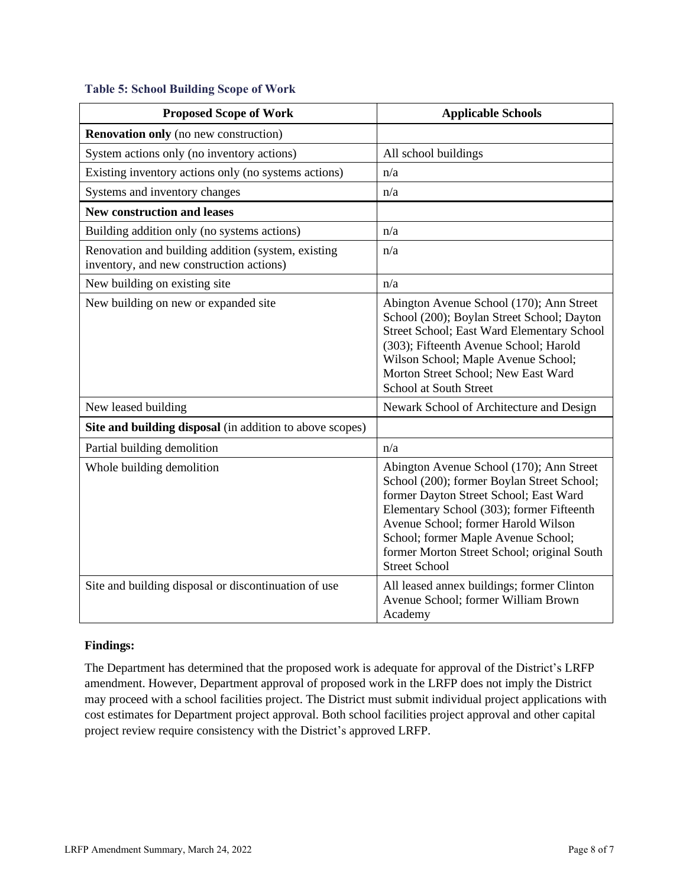### Table 5: School Building Scope of Work

| Proposed Scope of Work | Applicable Schools |
| --- | --- |
| **Renovation only** (no new construction) | |
| System actions only (no inventory actions) | All school buildings |
| Existing inventory actions only (no systems actions) | n/a |
| Systems and inventory changes | n/a |
| **New construction and leases** | |
| Building addition only (no systems actions) | n/a |
| Renovation and building addition (system, existing inventory, and new construction actions) | n/a |
| New building on existing site | n/a |
| New building on new or expanded site | Abington Avenue School (170); Ann Street School (200); Boylan Street School; Dayton Street School; East Ward Elementary School (303); Fifteenth Avenue School; Harold Wilson School; Maple Avenue School; Morton Street School; New East Ward School at South Street |
| New leased building | Newark School of Architecture and Design |
| **Site and building disposal** (in addition to above scopes) | |
| Partial building demolition | n/a |
| Whole building demolition | Abington Avenue School (170); Ann Street School (200); former Boylan Street School; former Dayton Street School; East Ward Elementary School (303); former Fifteenth Avenue School; former Harold Wilson School; former Maple Avenue School; former Morton Street School; original South Street School |
| Site and building disposal or discontinuation of use | All leased annex buildings; former Clinton Avenue School; former William Brown Academy |

**Findings:**

The Department has determined that the proposed work is adequate for approval of the District's LRFP amendment. However, Department approval of proposed work in the LRFP does not imply the District may proceed with a school facilities project. The District must submit individual project applications with cost estimates for Department project approval. Both school facilities project approval and other capital project review require consistency with the District's approved LRFP.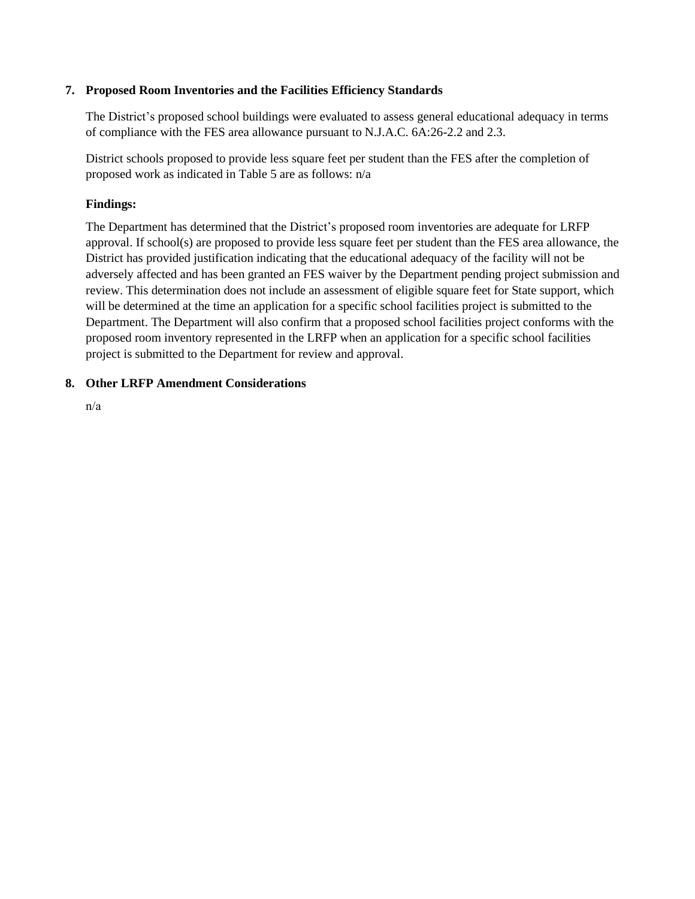## 7. Proposed Room Inventories and the Facilities Efficiency Standards

The District's proposed school buildings were evaluated to assess general educational adequacy in terms of compliance with the FES area allowance pursuant to N.J.A.C. 6A:26-2.2 and 2.3.

District schools proposed to provide less square feet per student than the FES after the completion of proposed work as indicated in Table 5 are as follows: n/a

### Findings:

The Department has determined that the District's proposed room inventories are adequate for LRFP approval. If school(s) are proposed to provide less square feet per student than the FES area allowance, the District has provided justification indicating that the educational adequacy of the facility will not be adversely affected and has been granted an FES waiver by the Department pending project submission and review. This determination does not include an assessment of eligible square feet for State support, which will be determined at the time an application for a specific school facilities project is submitted to the Department. The Department will also confirm that a proposed school facilities project conforms with the proposed room inventory represented in the LRFP when an application for a specific school facilities project is submitted to the Department for review and approval.

## 8. Other LRFP Amendment Considerations

n/a